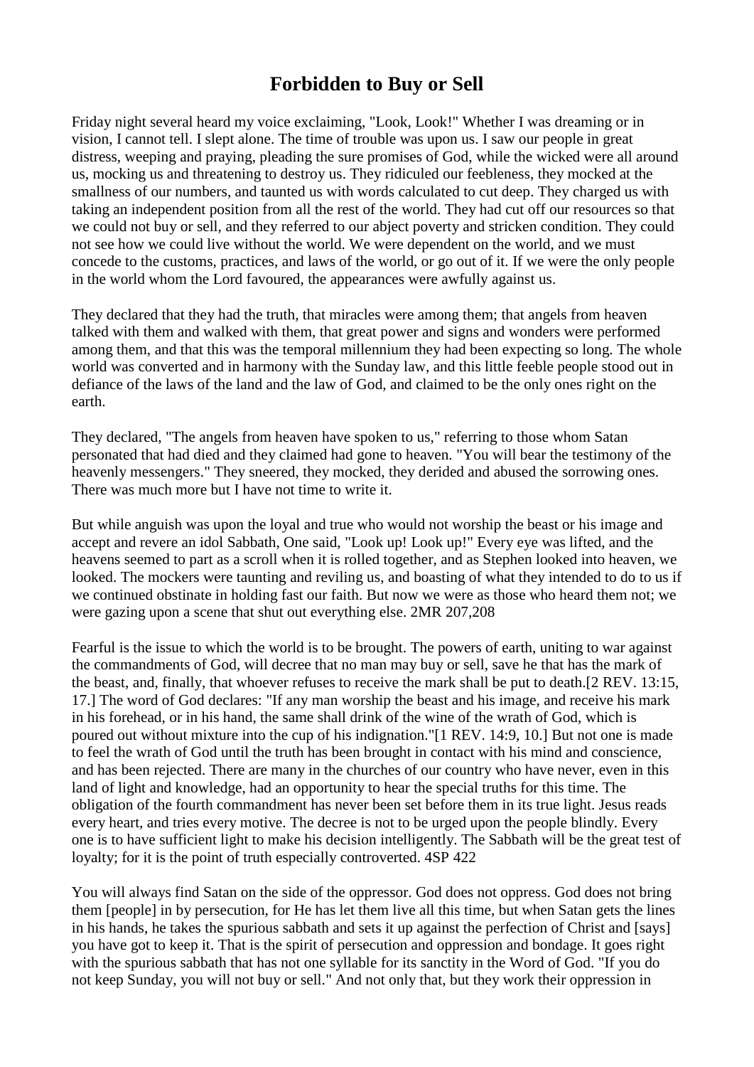# Forbidden to Buy or Sell

Friday night several heard my voice exclaiming, "Look, Look!" Whether I was dreaming or in vision, I cannot tell. I slept alone. The time of trouble was upon us. I saw our people in great distress, weeping and praying, pleading the sure promises of God, while the wicked were all around us, mocking us and threatening to destroy us. They ridiculed our feebleness, they mocked at the smallness of our numbers, and taunted us with words calculated to cut deep. They charged us with taking an independent position from all the rest of the world. They had cut off our resources so that we could not buy or sell, and they referred to our abject poverty and stricken condition. They could not see how we could live without the world. We were dependent on the world, and we must concede to the customs, practices, and laws of the world, or go out of it. If we were the only people in the world whom the Lord favoured, the appearances were awfully against us.

They declared that they had the truth, that miracles were among them; that angels from heaven talked with them and walked with them, that great power and signs and wonders were performed among them, and that this was the temporal millennium they had been expecting so long. The whole world was converted and in harmony with the Sunday law, and this little feeble people stood out in defiance of the laws of the land and the law of God, and claimed to be the only ones right on the earth.

They declared, "The angels from heaven have spoken to us," referring to those whom Satan personated that had died and they claimed had gone to heaven. "You will bear the testimony of the heavenly messengers." They sneered, they mocked, they derided and abused the sorrowing ones. There was much more but I have not time to write it.

But while anguish was upon the loyal and true who would not worship the beast or his image and accept and revere an idol Sabbath, One said, "Look up! Look up!" Every eye was lifted, and the heavens seemed to part as a scroll when it is rolled together, and as Stephen looked into heaven, we looked. The mockers were taunting and reviling us, and boasting of what they intended to do to us if we continued obstinate in holding fast our faith. But now we were as those who heard them not; we were gazing upon a scene that shut out everything else. 2MR 207,208

Fearful is the issue to which the world is to be brought. The powers of earth, uniting to war against the commandments of God, will decree that no man may buy or sell, save he that has the mark of the beast, and, finally, that whoever refuses to receive the mark shall be put to death.[2 REV. 13:15, 17.] The word of God declares: "If any man worship the beast and his image, and receive his mark in his forehead, or in his hand, the same shall drink of the wine of the wrath of God, which is poured out without mixture into the cup of his indignation."[1 REV. 14:9, 10.] But not one is made to feel the wrath of God until the truth has been brought in contact with his mind and conscience, and has been rejected. There are many in the churches of our country who have never, even in this land of light and knowledge, had an opportunity to hear the special truths for this time. The obligation of the fourth commandment has never been set before them in its true light. Jesus reads every heart, and tries every motive. The decree is not to be urged upon the people blindly. Every one is to have sufficient light to make his decision intelligently. The Sabbath will be the great test of loyalty; for it is the point of truth especially controverted. 4SP 422

You will always find Satan on the side of the oppressor. God does not oppress. God does not bring them [people] in by persecution, for He has let them live all this time, but when Satan gets the lines in his hands, he takes the spurious sabbath and sets it up against the perfection of Christ and [says] you have got to keep it. That is the spirit of persecution and oppression and bondage. It goes right with the spurious sabbath that has not one syllable for its sanctity in the Word of God. "If you do not keep Sunday, you will not buy or sell." And not only that, but they work their oppression in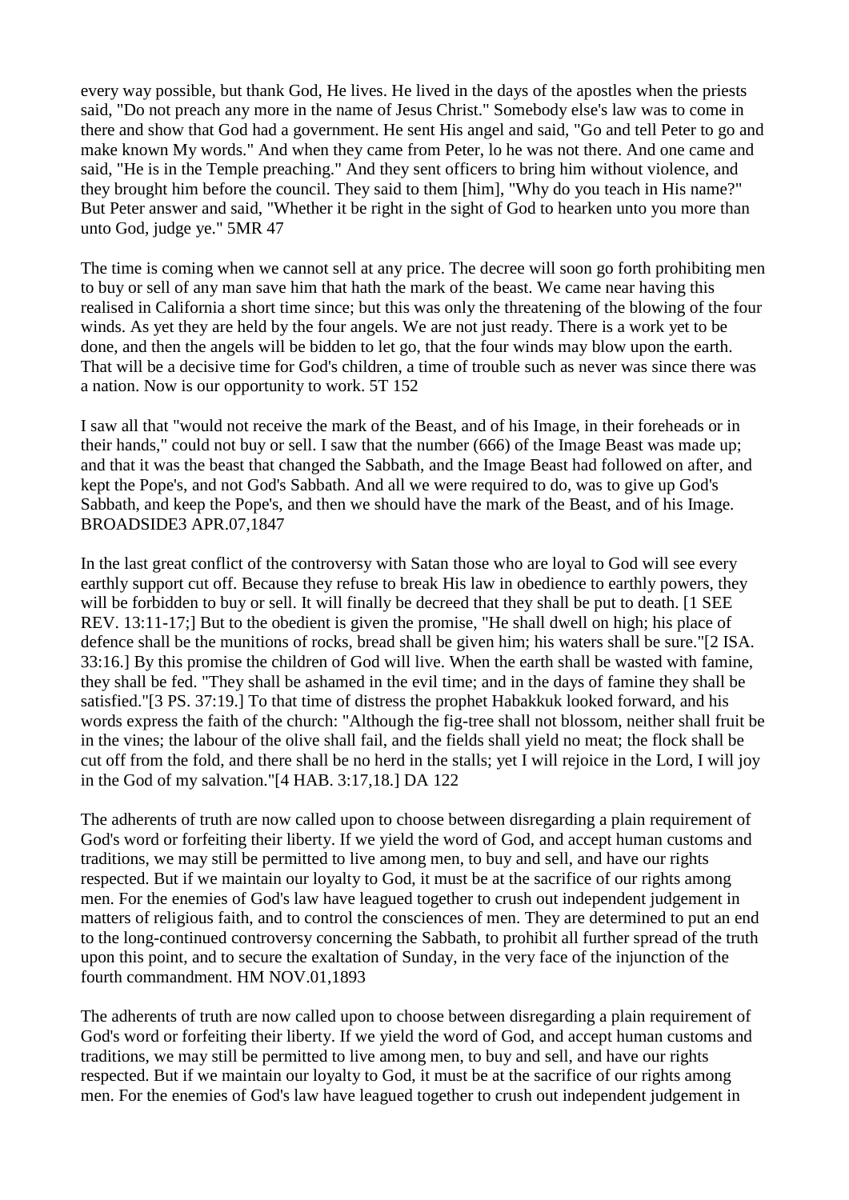every way possible, but thank God, He lives. He lived in the days of the apostles when the priests said, "Do not preach any more in the name of Jesus Christ." Somebody else's law was to come in there and show that God had a government. He sent His angel and said, "Go and tell Peter to go and make known My words." And when they came from Peter, lo he was not there. And one came and said, "He is in the Temple preaching." And they sent officers to bring him without violence, and they brought him before the council. They said to them [him], "Why do you teach in His name?" But Peter answer and said, "Whether it be right in the sight of God to hearken unto you more than unto God, judge ye." 5MR 47

The time is coming when we cannot sell at any price. The decree will soon go forth prohibiting men to buy or sell of any man save him that hath the mark of the beast. We came near having this realised in California a short time since; but this was only the threatening of the blowing of the four winds. As yet they are held by the four angels. We are not just ready. There is a work yet to be done, and then the angels will be bidden to let go, that the four winds may blow upon the earth. That will be a decisive time for God's children, a time of trouble such as never was since there was a nation. Now is our opportunity to work. 5T 152

I saw all that "would not receive the mark of the Beast, and of his Image, in their foreheads or in their hands," could not buy or sell. I saw that the number (666) of the Image Beast was made up; and that it was the beast that changed the Sabbath, and the Image Beast had followed on after, and kept the Pope's, and not God's Sabbath. And all we were required to do, was to give up God's Sabbath, and keep the Pope's, and then we should have the mark of the Beast, and of his Image. BROADSIDE3 APR.07,1847

In the last great conflict of the controversy with Satan those who are loyal to God will see every earthly support cut off. Because they refuse to break His law in obedience to earthly powers, they will be forbidden to buy or sell. It will finally be decreed that they shall be put to death. [1 SEE REV. 13:11-17;] But to the obedient is given the promise, "He shall dwell on high; his place of defence shall be the munitions of rocks, bread shall be given him; his waters shall be sure."[2 ISA. 33:16.] By this promise the children of God will live. When the earth shall be wasted with famine, they shall be fed. "They shall be ashamed in the evil time; and in the days of famine they shall be satisfied."[3 PS. 37:19.] To that time of distress the prophet Habakkuk looked forward, and his words express the faith of the church: "Although the fig-tree shall not blossom, neither shall fruit be in the vines; the labour of the olive shall fail, and the fields shall yield no meat; the flock shall be cut off from the fold, and there shall be no herd in the stalls; yet I will rejoice in the Lord, I will joy in the God of my salvation."[4 HAB. 3:17,18.] DA 122

The adherents of truth are now called upon to choose between disregarding a plain requirement of God's word or forfeiting their liberty. If we yield the word of God, and accept human customs and traditions, we may still be permitted to live among men, to buy and sell, and have our rights respected. But if we maintain our loyalty to God, it must be at the sacrifice of our rights among men. For the enemies of God's law have leagued together to crush out independent judgement in matters of religious faith, and to control the consciences of men. They are determined to put an end to the long-continued controversy concerning the Sabbath, to prohibit all further spread of the truth upon this point, and to secure the exaltation of Sunday, in the very face of the injunction of the fourth commandment. HM NOV.01,1893

The adherents of truth are now called upon to choose between disregarding a plain requirement of God's word or forfeiting their liberty. If we yield the word of God, and accept human customs and traditions, we may still be permitted to live among men, to buy and sell, and have our rights respected. But if we maintain our loyalty to God, it must be at the sacrifice of our rights among men. For the enemies of God's law have leagued together to crush out independent judgement in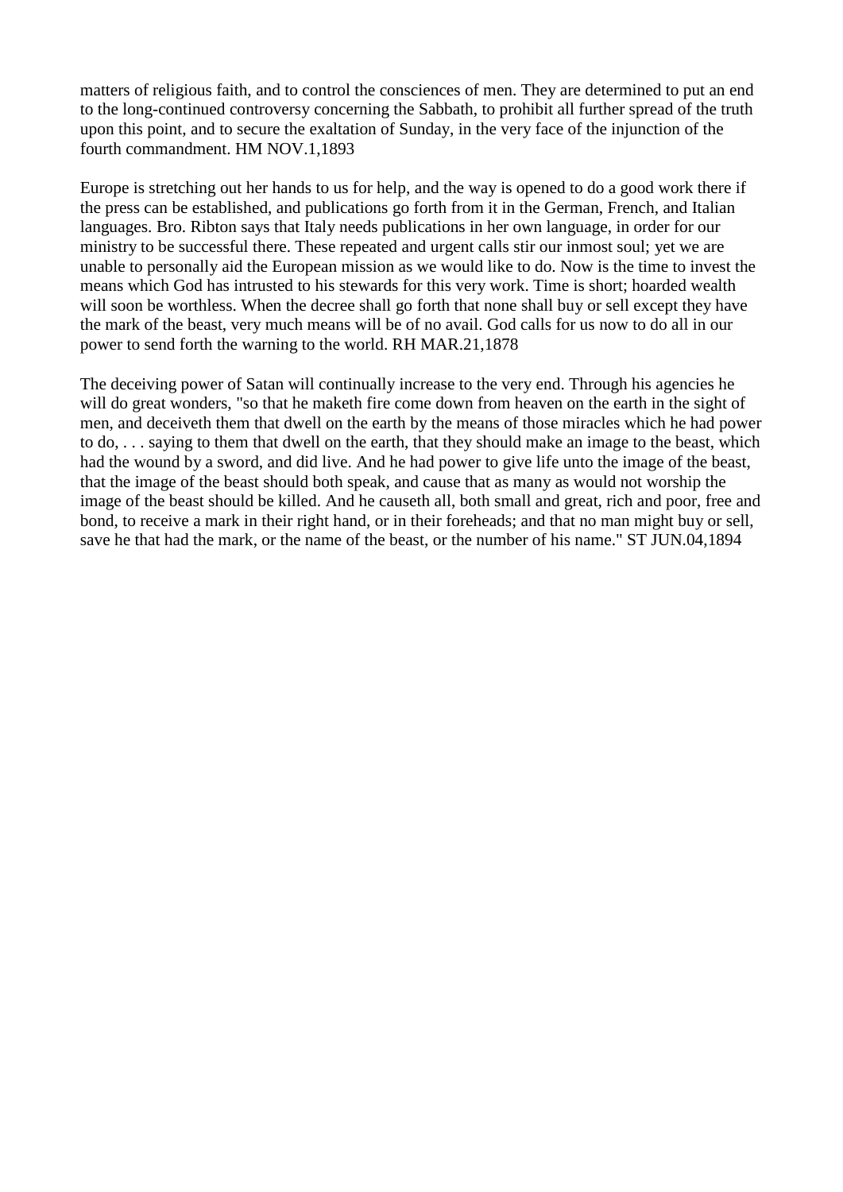matters of religious faith, and to control the consciences of men. They are determined to put an end to the long-continued controversy concerning the Sabbath, to prohibit all further spread of the truth upon this point, and to secure the exaltation of Sunday, in the very face of the injunction of the fourth commandment. HM NOV.1,1893

Europe is stretching out her hands to us for help, and the way is opened to do a good work there if the press can be established, and publications go forth from it in the German, French, and Italian languages. Bro. Ribton says that Italy needs publications in her own language, in order for our ministry to be successful there. These repeated and urgent calls stir our inmost soul; yet we are unable to personally aid the European mission as we would like to do. Now is the time to invest the means which God has intrusted to his stewards for this very work. Time is short; hoarded wealth will soon be worthless. When the decree shall go forth that none shall buy or sell except they have the mark of the beast, very much means will be of no avail. God calls for us now to do all in our power to send forth the warning to the world. RH MAR.21,1878

The deceiving power of Satan will continually increase to the very end. Through his agencies he will do great wonders, "so that he maketh fire come down from heaven on the earth in the sight of men, and deceiveth them that dwell on the earth by the means of those miracles which he had power to do, . . . saying to them that dwell on the earth, that they should make an image to the beast, which had the wound by a sword, and did live. And he had power to give life unto the image of the beast, that the image of the beast should both speak, and cause that as many as would not worship the image of the beast should be killed. And he causeth all, both small and great, rich and poor, free and bond, to receive a mark in their right hand, or in their foreheads; and that no man might buy or sell, save he that had the mark, or the name of the beast, or the number of his name." ST JUN.04,1894